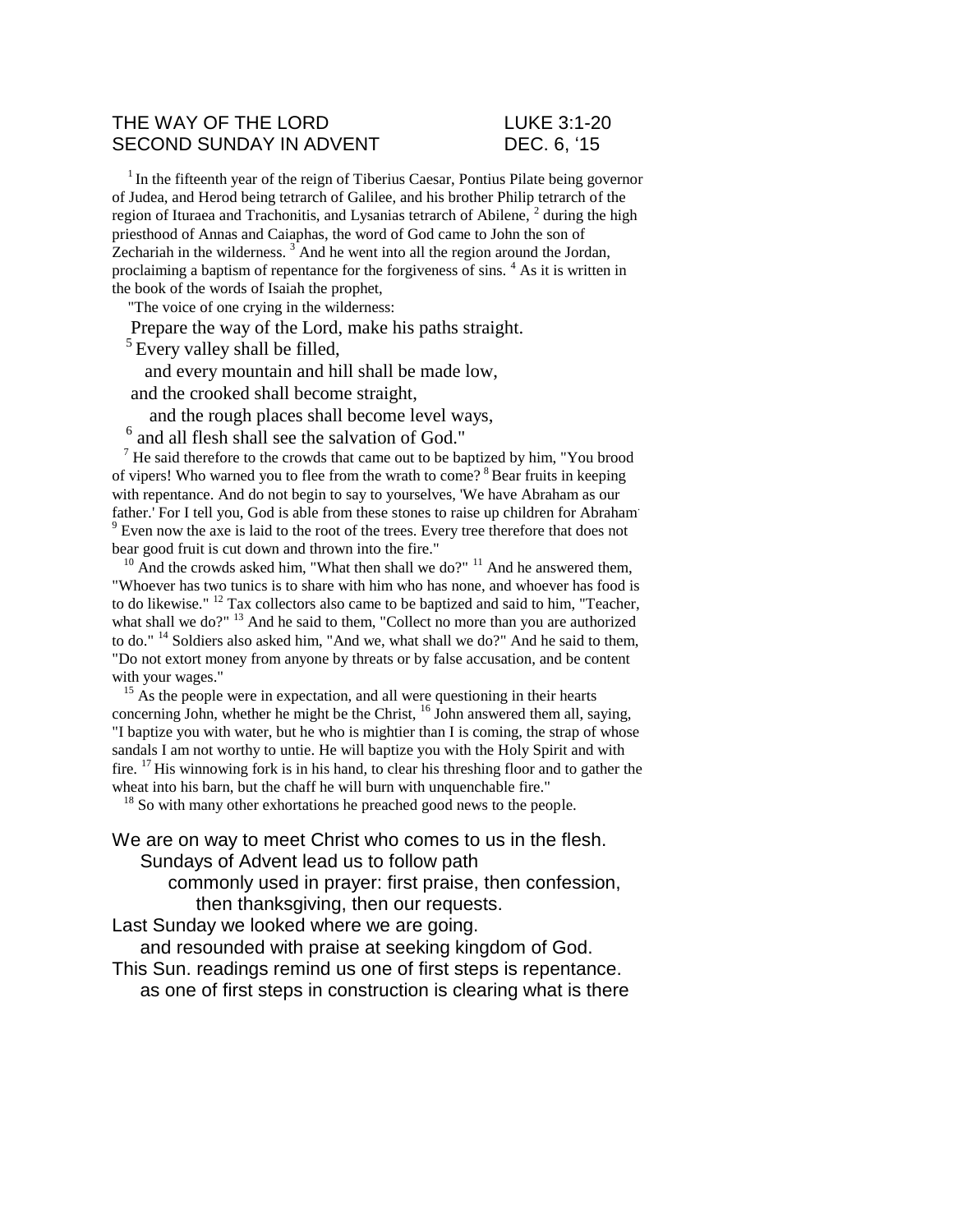THE WAY OF THE LORD LUKE 3:1-20
SECOND SUNDAY IN ADVENT DEC. 6, '15

[1] In the fifteenth year of the reign of Tiberius Caesar, Pontius Pilate being governor of Judea, and Herod being tetrarch of Galilee, and his brother Philip tetrarch of the region of Ituraea and Trachonitis, and Lysanias tetrarch of Abilene, [2] during the high priesthood of Annas and Caiaphas, the word of God came to John the son of Zechariah in the wilderness. [3] And he went into all the region around the Jordan, proclaiming a baptism of repentance for the forgiveness of sins. [4] As it is written in the book of the words of Isaiah the prophet,

"The voice of one crying in the wilderness:
Prepare the way of the Lord, make his paths straight.
[5] Every valley shall be filled,
and every mountain and hill shall be made low,
and the crooked shall become straight,
and the rough places shall become level ways,
[6] and all flesh shall see the salvation of God."

[7] He said therefore to the crowds that came out to be baptized by him, "You brood of vipers! Who warned you to flee from the wrath to come? [8] Bear fruits in keeping with repentance. And do not begin to say to yourselves, 'We have Abraham as our father.' For I tell you, God is able from these stones to raise up children for Abraham. [9] Even now the axe is laid to the root of the trees. Every tree therefore that does not bear good fruit is cut down and thrown into the fire."

[10] And the crowds asked him, "What then shall we do?" [11] And he answered them, "Whoever has two tunics is to share with him who has none, and whoever has food is to do likewise." [12] Tax collectors also came to be baptized and said to him, "Teacher, what shall we do?" [13] And he said to them, "Collect no more than you are authorized to do." [14] Soldiers also asked him, "And we, what shall we do?" And he said to them, "Do not extort money from anyone by threats or by false accusation, and be content with your wages."

[15] As the people were in expectation, and all were questioning in their hearts concerning John, whether he might be the Christ, [16] John answered them all, saying, "I baptize you with water, but he who is mightier than I is coming, the strap of whose sandals I am not worthy to untie. He will baptize you with the Holy Spirit and with fire. [17] His winnowing fork is in his hand, to clear his threshing floor and to gather the wheat into his barn, but the chaff he will burn with unquenchable fire."

[18] So with many other exhortations he preached good news to the people.

We are on way to meet Christ who comes to us in the flesh.
Sundays of Advent lead us to follow path
commonly used in prayer: first praise, then confession,
then thanksgiving, then our requests.
Last Sunday we looked where we are going.
and resounded with praise at seeking kingdom of God.
This Sun. readings remind us one of first steps is repentance.
as one of first steps in construction is clearing what is there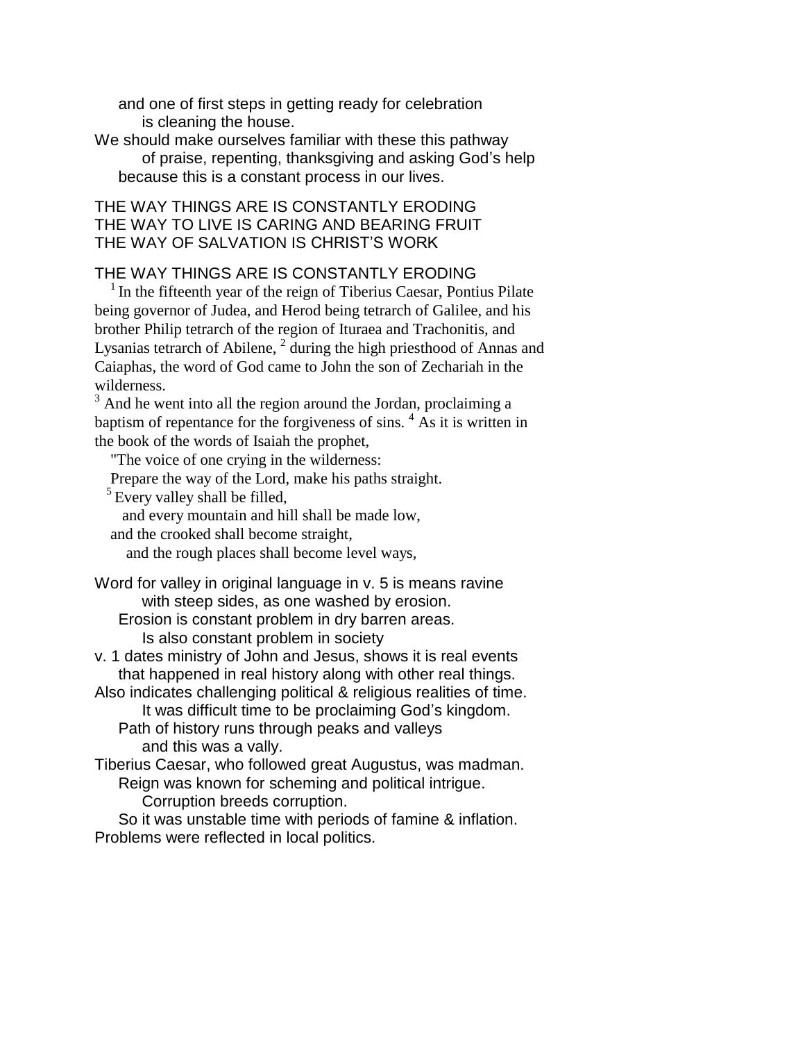and one of first steps in getting ready for celebration
is cleaning the house.

We should make ourselves familiar with these this pathway
of praise, repenting, thanksgiving and asking God's help
because this is a constant process in our lives.

THE WAY THINGS ARE IS CONSTANTLY ERODING
THE WAY TO LIVE IS CARING AND BEARING FRUIT
THE WAY OF SALVATION IS CHRIST'S WORK

THE WAY THINGS ARE IS CONSTANTLY ERODING

[1] In the fifteenth year of the reign of Tiberius Caesar, Pontius Pilate being governor of Judea, and Herod being tetrarch of Galilee, and his brother Philip tetrarch of the region of Ituraea and Trachonitis, and Lysanias tetrarch of Abilene, [2] during the high priesthood of Annas and Caiaphas, the word of God came to John the son of Zechariah in the wilderness.

[3] And he went into all the region around the Jordan, proclaiming a baptism of repentance for the forgiveness of sins. [4] As it is written in the book of the words of Isaiah the prophet,

"The voice of one crying in the wilderness:
Prepare the way of the Lord, make his paths straight.
[5] Every valley shall be filled,
and every mountain and hill shall be made low,
and the crooked shall become straight,
and the rough places shall become level ways,

Word for valley in original language in v. 5 is means ravine
with steep sides, as one washed by erosion.
Erosion is constant problem in dry barren areas.
Is also constant problem in society

v. 1 dates ministry of John and Jesus, shows it is real events
that happened in real history along with other real things.

Also indicates challenging political & religious realities of time.
It was difficult time to be proclaiming God's kingdom.
Path of history runs through peaks and valleys
and this was a vally.

Tiberius Caesar, who followed great Augustus, was madman.
Reign was known for scheming and political intrigue.
Corruption breeds corruption.
So it was unstable time with periods of famine & inflation.

Problems were reflected in local politics.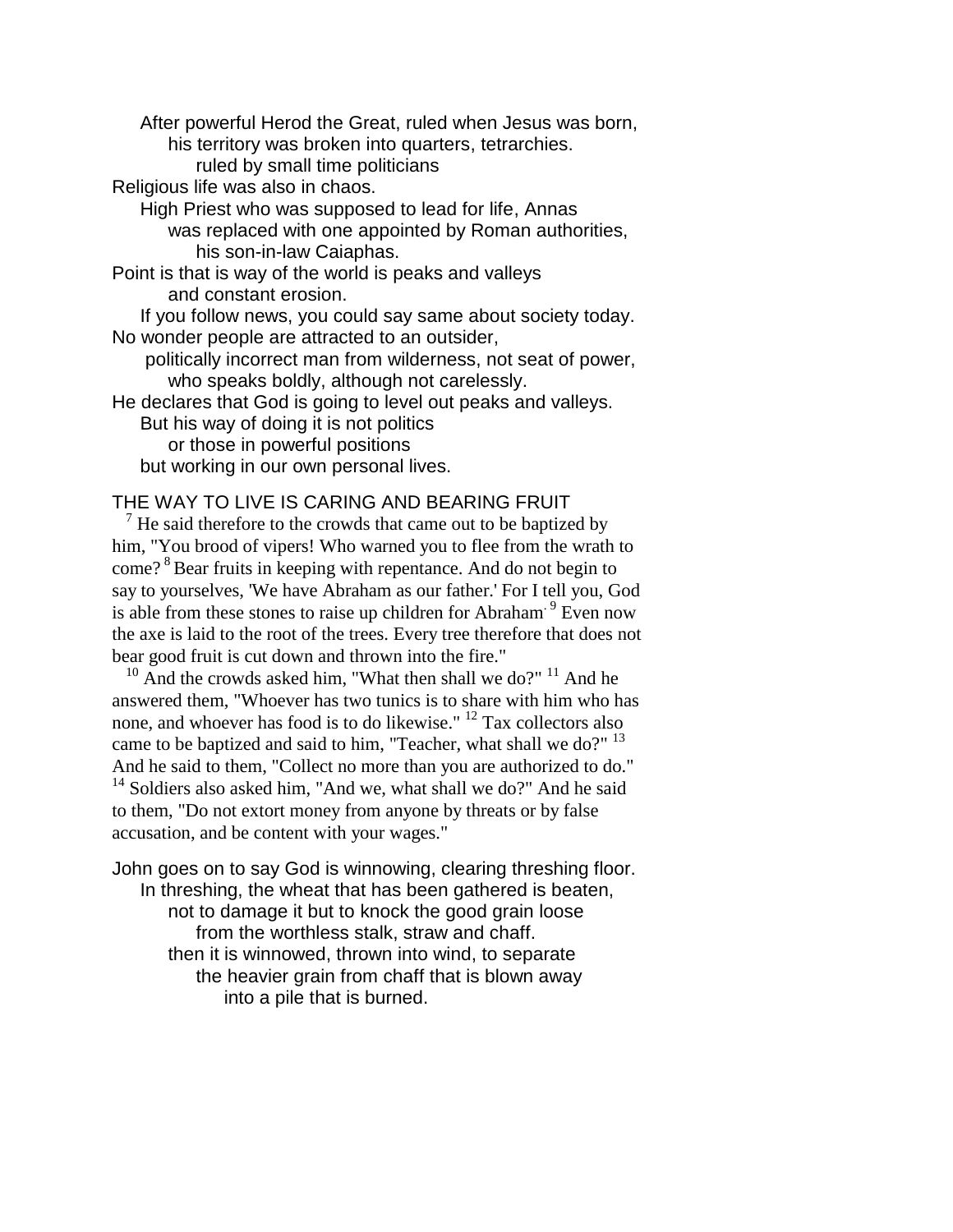After powerful Herod the Great, ruled when Jesus was born,
his territory was broken into quarters, tetrarchies.
ruled by small time politicians

Religious life was also in chaos.
High Priest who was supposed to lead for life, Annas
was replaced with one appointed by Roman authorities,
his son-in-law Caiaphas.

Point is that is way of the world is peaks and valleys
and constant erosion.
If you follow news, you could say same about society today.

No wonder people are attracted to an outsider,
politically incorrect man from wilderness, not seat of power,
who speaks boldly, although not carelessly.

He declares that God is going to level out peaks and valleys.
But his way of doing it is not politics
or those in powerful positions
but working in our own personal lives.

THE WAY TO LIVE IS CARING AND BEARING FRUIT

[7] He said therefore to the crowds that came out to be baptized by him, "You brood of vipers! Who warned you to flee from the wrath to come? [8] Bear fruits in keeping with repentance. And do not begin to say to yourselves, 'We have Abraham as our father.' For I tell you, God is able from these stones to raise up children for Abraham. [9] Even now the axe is laid to the root of the trees. Every tree therefore that does not bear good fruit is cut down and thrown into the fire."

[10] And the crowds asked him, "What then shall we do?" [11] And he answered them, "Whoever has two tunics is to share with him who has none, and whoever has food is to do likewise." [12] Tax collectors also came to be baptized and said to him, "Teacher, what shall we do?" [13] And he said to them, "Collect no more than you are authorized to do." [14] Soldiers also asked him, "And we, what shall we do?" And he said to them, "Do not extort money from anyone by threats or by false accusation, and be content with your wages."

John goes on to say God is winnowing, clearing threshing floor.
In threshing, the wheat that has been gathered is beaten,
not to damage it but to knock the good grain loose
from the worthless stalk, straw and chaff.
then it is winnowed, thrown into wind, to separate
the heavier grain from chaff that is blown away
into a pile that is burned.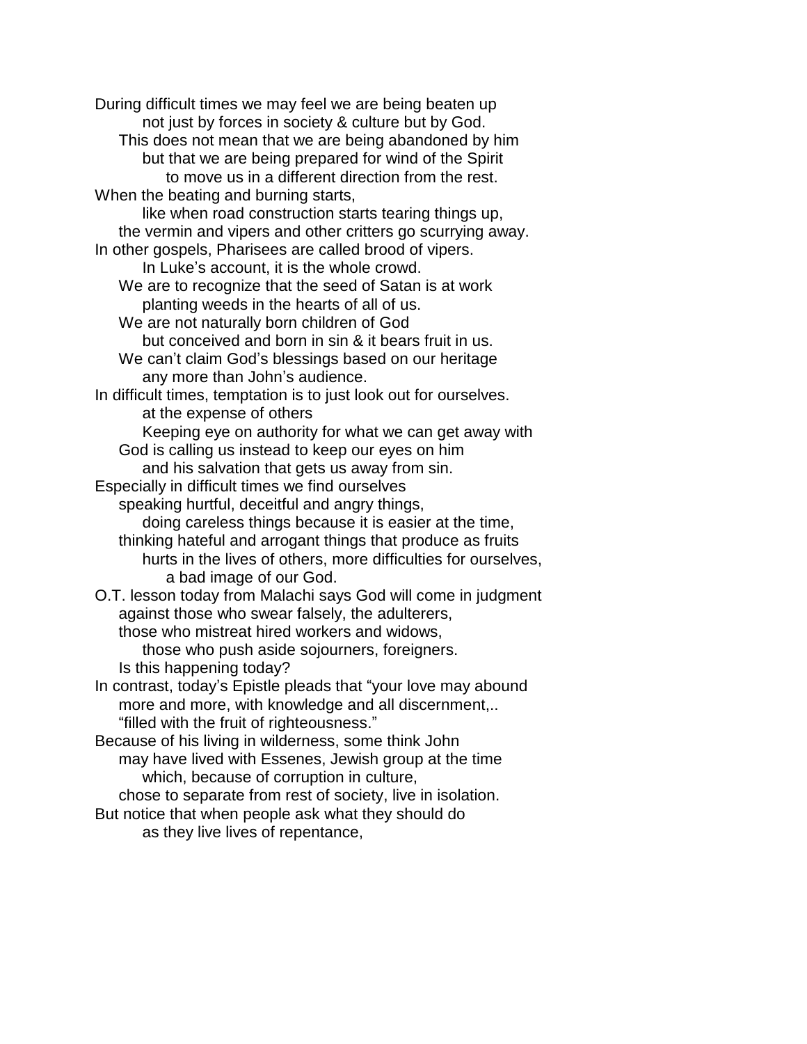During difficult times we may feel we are being beaten up
not just by forces in society & culture but by God.
This does not mean that we are being abandoned by him
but that we are being prepared for wind of the Spirit
to move us in a different direction from the rest.
When the beating and burning starts,
like when road construction starts tearing things up,
the vermin and vipers and other critters go scurrying away.
In other gospels, Pharisees are called brood of vipers.
In Luke's account, it is the whole crowd.
We are to recognize that the seed of Satan is at work
planting weeds in the hearts of all of us.
We are not naturally born children of God
but conceived and born in sin & it bears fruit in us.
We can't claim God's blessings based on our heritage
any more than John's audience.
In difficult times, temptation is to just look out for ourselves.
at the expense of others
Keeping eye on authority for what we can get away with
God is calling us instead to keep our eyes on him
and his salvation that gets us away from sin.
Especially in difficult times we find ourselves
speaking hurtful, deceitful and angry things,
doing careless things because it is easier at the time,
thinking hateful and arrogant things that produce as fruits
hurts in the lives of others, more difficulties for ourselves,
a bad image of our God.
O.T. lesson today from Malachi says God will come in judgment
against those who swear falsely, the adulterers,
those who mistreat hired workers and widows,
those who push aside sojourners, foreigners.
Is this happening today?
In contrast, today's Epistle pleads that "your love may abound
more and more, with knowledge and all discernment,..
"filled with the fruit of righteousness."
Because of his living in wilderness, some think John
may have lived with Essenes, Jewish group at the time
which, because of corruption in culture,
chose to separate from rest of society, live in isolation.
But notice that when people ask what they should do
as they live lives of repentance,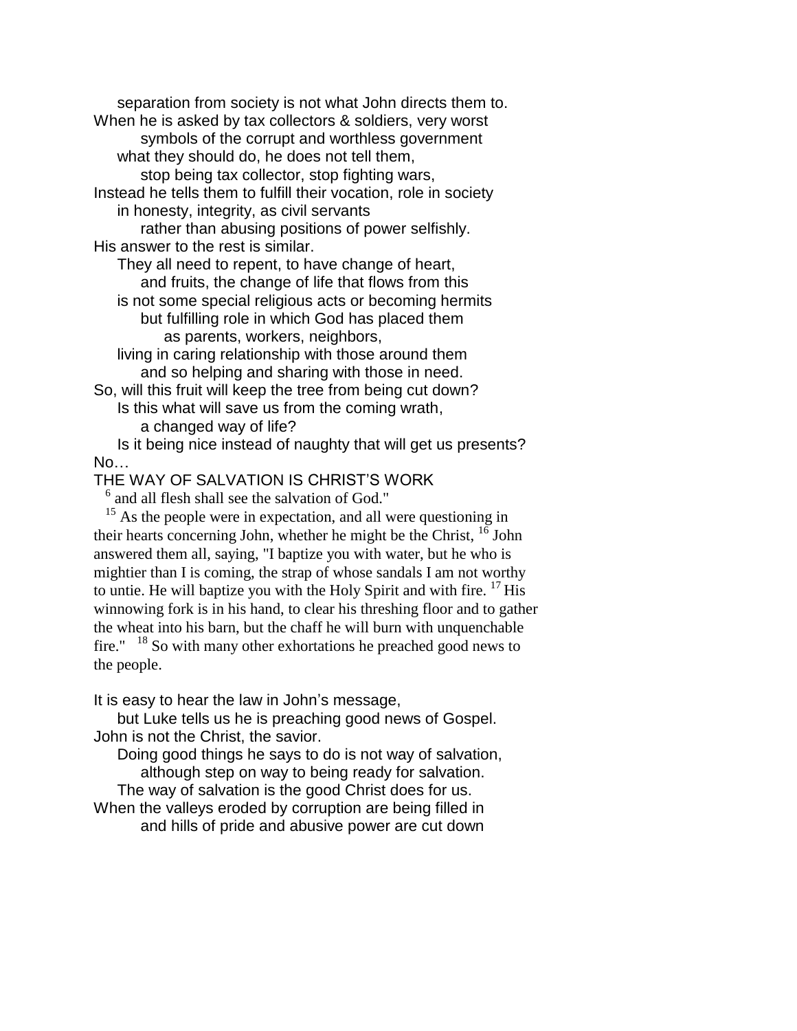separation from society is not what John directs them to.
When he is asked by tax collectors & soldiers, very worst
symbols of the corrupt and worthless government
what they should do, he does not tell them,
stop being tax collector, stop fighting wars,
Instead he tells them to fulfill their vocation, role in society
in honesty, integrity, as civil servants
rather than abusing positions of power selfishly.
His answer to the rest is similar.
They all need to repent, to have change of heart,
and fruits, the change of life that flows from this
is not some special religious acts or becoming hermits
but fulfilling role in which God has placed them
as parents, workers, neighbors,
living in caring relationship with those around them
and so helping and sharing with those in need.
So, will this fruit will keep the tree from being cut down?
Is this what will save us from the coming wrath,
a changed way of life?
Is it being nice instead of naughty that will get us presents?
No…

THE WAY OF SALVATION IS CHRIST'S WORK

[6] and all flesh shall see the salvation of God."

[15] As the people were in expectation, and all were questioning in their hearts concerning John, whether he might be the Christ, [16] John answered them all, saying, "I baptize you with water, but he who is mightier than I is coming, the strap of whose sandals I am not worthy to untie. He will baptize you with the Holy Spirit and with fire. [17] His winnowing fork is in his hand, to clear his threshing floor and to gather the wheat into his barn, but the chaff he will burn with unquenchable fire." [18] So with many other exhortations he preached good news to the people.

It is easy to hear the law in John's message,
but Luke tells us he is preaching good news of Gospel.
John is not the Christ, the savior.
Doing good things he says to do is not way of salvation,
although step on way to being ready for salvation.
The way of salvation is the good Christ does for us.
When the valleys eroded by corruption are being filled in
and hills of pride and abusive power are cut down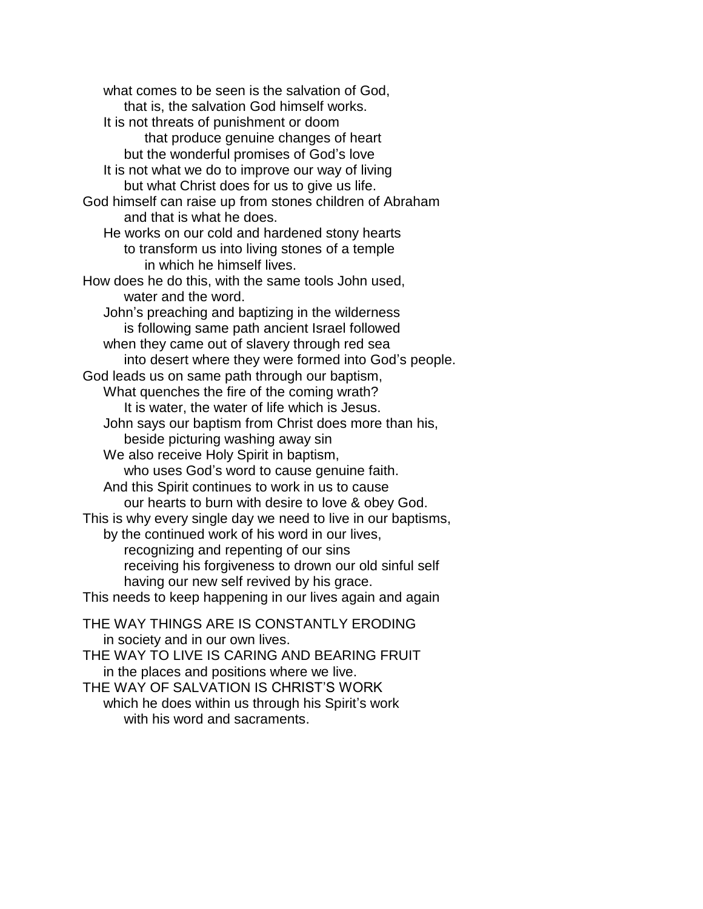what comes to be seen is the salvation of God,
that is, the salvation God himself works.
It is not threats of punishment or doom
that produce genuine changes of heart
but the wonderful promises of God's love
It is not what we do to improve our way of living
but what Christ does for us to give us life.
God himself can raise up from stones children of Abraham
and that is what he does.
He works on our cold and hardened stony hearts
to transform us into living stones of a temple
in which he himself lives.
How does he do this, with the same tools John used,
water and the word.
John's preaching and baptizing in the wilderness
is following same path ancient Israel followed
when they came out of slavery through red sea
into desert where they were formed into God's people.
God leads us on same path through our baptism,
What quenches the fire of the coming wrath?
It is water, the water of life which is Jesus.
John says our baptism from Christ does more than his,
beside picturing washing away sin
We also receive Holy Spirit in baptism,
who uses God's word to cause genuine faith.
And this Spirit continues to work in us to cause
our hearts to burn with desire to love & obey God.
This is why every single day we need to live in our baptisms,
by the continued work of his word in our lives,
recognizing and repenting of our sins
receiving his forgiveness to drown our old sinful self
having our new self revived by his grace.
This needs to keep happening in our lives again and again

THE WAY THINGS ARE IS CONSTANTLY ERODING
in society and in our own lives.
THE WAY TO LIVE IS CARING AND BEARING FRUIT
in the places and positions where we live.
THE WAY OF SALVATION IS CHRIST'S WORK
which he does within us through his Spirit's work
with his word and sacraments.